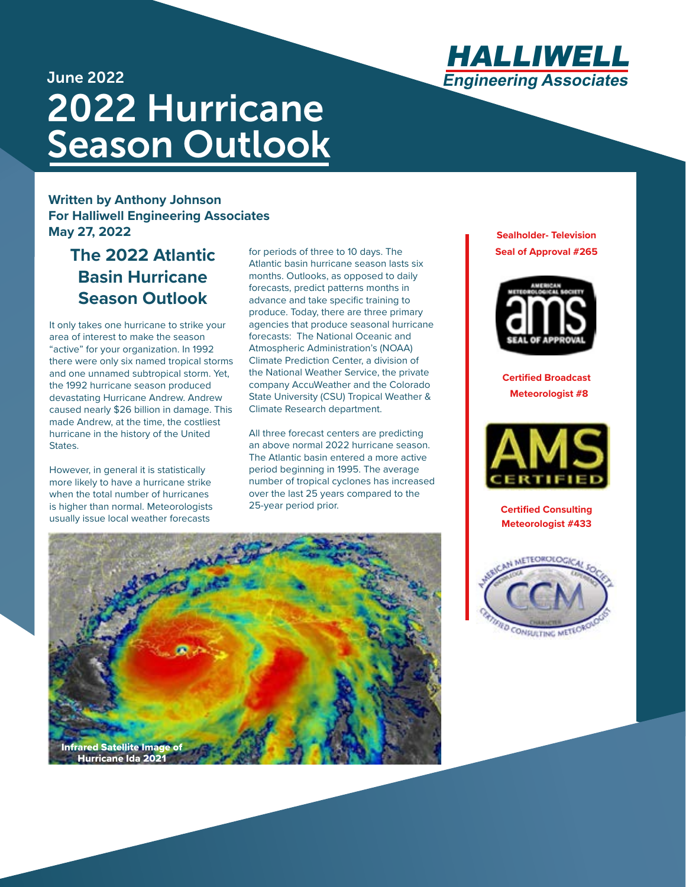HALLIWELL
Engineering Associates

**June 2022**

# 2022 Hurricane Season Outlook

**Written by Anthony Johnson**
**For Halliwell Engineering Associates**
**May 27, 2022**

## The 2022 Atlantic Basin Hurricane Season Outlook

It only takes one hurricane to strike your area of interest to make the season "active" for your organization. In 1992 there were only six named tropical storms and one unnamed subtropical storm. Yet, the 1992 hurricane season produced devastating Hurricane Andrew. Andrew caused nearly $26 billion in damage. This made Andrew, at the time, the costliest hurricane in the history of the United States.

However, in general it is statistically more likely to have a hurricane strike when the total number of hurricanes is higher than normal. Meteorologists usually issue local weather forecasts for periods of three to 10 days. The Atlantic basin hurricane season lasts six months. Outlooks, as opposed to daily forecasts, predict patterns months in advance and take specific training to produce. Today, there are three primary agencies that produce seasonal hurricane forecasts: The National Oceanic and Atmospheric Administration's (NOAA) Climate Prediction Center, a division of the National Weather Service, the private company AccuWeather and the Colorado State University (CSU) Tropical Weather & Climate Research department.

All three forecast centers are predicting an above normal 2022 hurricane season. The Atlantic basin entered a more active period beginning in 1995. The average number of tropical cyclones has increased over the last 25 years compared to the 25-year period prior.

Infrared Satellite Image of Hurricane Ida 2021

**Sealholder- Television Seal of Approval #265**

**Certified Broadcast Meteorologist #8**

**Certified Consulting Meteorologist #433**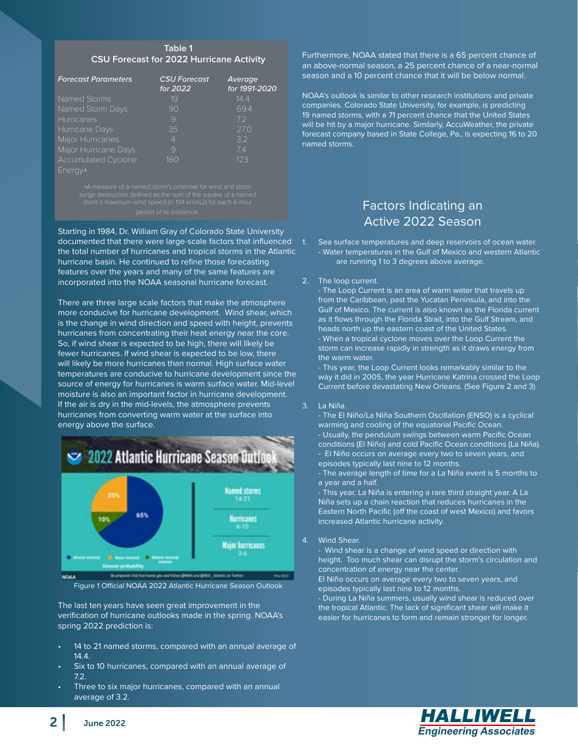**Table 1**
**CSU Forecast for 2022 Hurricane Activity**

| *Forecast Parameters* | *CSU Forecast for 2022* | *Average for 1991-2020* |
|---|---|---|
| Named Storms | 19 | 14.4 |
| Named Storm Days | 90 | 69.4 |
| Hurricanes | 9 | 7.2 |
| Hurricane Days | 35 | 27.0 |
| Major Hurricanes | 4 | 3.2 |
| Major Hurricane Days | 9 | 7.4 |
| Accumulated Cyclone Energy+ | 160 | 123 |

+A measure of a named storm's potential for wind and storm surge destruction defined as the sum of the square of a named storm's maximum wind speed (in 104 knots2) for each 6-hour period of its existence.

Starting in 1984, Dr. William Gray of Colorado State University documented that there were large-scale factors that influenced the total number of hurricanes and tropical storms in the Atlantic hurricane basin. He continued to refine those forecasting features over the years and many of the same features are incorporated into the NOAA seasonal hurricane forecast.

There are three large scale factors that make the atmosphere more conducive for hurricane development. Wind shear, which is the change in wind direction and speed with height, prevents hurricanes from concentrating their heat energy near the core. So, if wind shear is expected to be high, there will likely be fewer hurricanes. If wind shear is expected to be low, there will likely be more hurricanes than normal. High surface water temperatures are conducive to hurricane development since the source of energy for hurricanes is warm surface water. Mid-level moisture is also an important factor in hurricane development. If the air is dry in the mid-levels, the atmosphere prevents hurricanes from converting warm water at the surface into energy above the surface.

Figure 1 Official NOAA 2022 Atlantic Hurricane Season Outlook

The last ten years have seen great improvement in the verification of hurricane outlooks made in the spring. NOAA's spring 2022 prediction is:

- 14 to 21 named storms, compared with an annual average of 14.4.
- Six to 10 hurricanes, compared with an annual average of 7.2.
- Three to six major hurricanes, compared with an annual average of 3.2.

Furthermore, NOAA stated that there is a 65 percent chance of an above-normal season, a 25 percent chance of a near-normal season and a 10 percent chance that it will be below normal.

NOAA's outlook is similar to other research institutions and private companies. Colorado State University, for example, is predicting 19 named storms, with a 71 percent chance that the United States will be hit by a major hurricane. Similarly, AccuWeather, the private forecast company based in State College, Pa., is expecting 16 to 20 named storms.

## Factors Indicating an Active 2022 Season

1. Sea surface temperatures and deep reservoirs of ocean water.
   - Water temperatures in the Gulf of Mexico and western Atlantic are running 1 to 3 degrees above average.

2. The loop current.
   - The Loop Current is an area of warm water that travels up from the Caribbean, past the Yucatan Peninsula, and into the Gulf of Mexico. The current is also known as the Florida current as it flows through the Florida Strait, into the Gulf Stream, and heads north up the eastern coast of the United States.
   - When a tropical cyclone moves over the Loop Current the storm can increase rapidly in strength as it draws energy from the warm water.
   - This year, the Loop Current looks remarkably similar to the way it did in 2005, the year Hurricane Katrina crossed the Loop Current before devastating New Orleans. (See Figure 2 and 3)

3. La Niña.
   - The El Niño/La Niña Southern Oscillation (ENSO) is a cyclical warming and cooling of the equatorial Pacific Ocean.
   - Usually, the pendulum swings between warm Pacific Ocean conditions (El Niño) and cold Pacific Ocean conditions (La Niña).
   - El Niño occurs on average every two to seven years, and episodes typically last nine to 12 months.
   - The average length of time for a La Niña event is 5 months to a year and a half.
   - This year, La Niña is entering a rare third straight year. A La Niña sets up a chain reaction that reduces hurricanes in the Eastern North Pacific (off the coast of west Mexico) and favors increased Atlantic hurricane activity.

4. Wind Shear.
   - Wind shear is a change of wind speed or direction with height. Too much shear can disrupt the storm's circulation and concentration of energy near the center.
   El Niño occurs on average every two to seven years, and episodes typically last nine to 12 months.
   - During La Niña summers, usually wind shear is reduced over the tropical Atlantic. The lack of significant shear will make it easier for hurricanes to form and remain stronger for longer.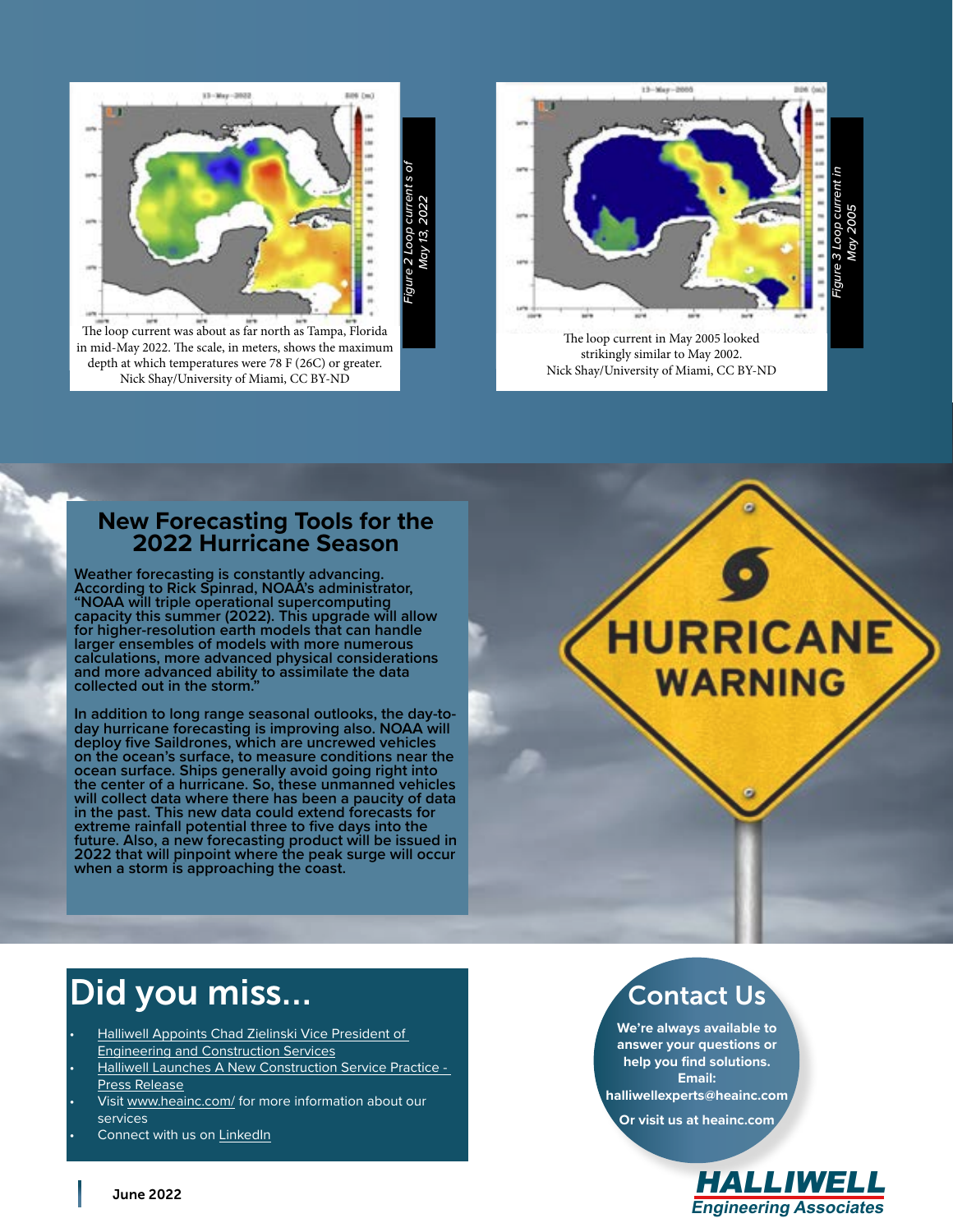Figure 2 Loop current s of May 13, 2022

The loop current was about as far north as Tampa, Florida in mid-May 2022. The scale, in meters, shows the maximum depth at which temperatures were 78 F (26C) or greater. Nick Shay/University of Miami, CC BY-ND

Figure 3 Loop current in May 2005

The loop current in May 2005 looked strikingly similar to May 2002. Nick Shay/University of Miami, CC BY-ND

## New Forecasting Tools for the 2022 Hurricane Season

Weather forecasting is constantly advancing. According to Rick Spinrad, NOAA's administrator, "NOAA will triple operational supercomputing capacity this summer (2022). This upgrade will allow for higher-resolution earth models that can handle larger ensembles of models with more numerous calculations, more advanced physical considerations and more advanced ability to assimilate the data collected out in the storm."

In addition to long range seasonal outlooks, the day-to-day hurricane forecasting is improving also. NOAA will deploy five Saildrones, which are uncrewed vehicles on the ocean's surface, to measure conditions near the ocean surface. Ships generally avoid going right into the center of a hurricane. So, these unmanned vehicles will collect data where there has been a paucity of data in the past. This new data could extend forecasts for extreme rainfall potential three to five days into the future. Also, a new forecasting product will be issued in 2022 that will pinpoint where the peak surge will occur when a storm is approaching the coast.

## Did you miss...

- Halliwell Appoints Chad Zielinski Vice President of Engineering and Construction Services
- Halliwell Launches A New Construction Service Practice - Press Release
- Visit www.heainc.com/ for more information about our services
- Connect with us on LinkedIn

## Contact Us

**We're always available to answer your questions or help you find solutions.**
**Email:**
**halliwellexperts@heainc.com**

**Or visit us at heainc.com**

**HALLIWELL**
**Engineering Associates**

June 2022